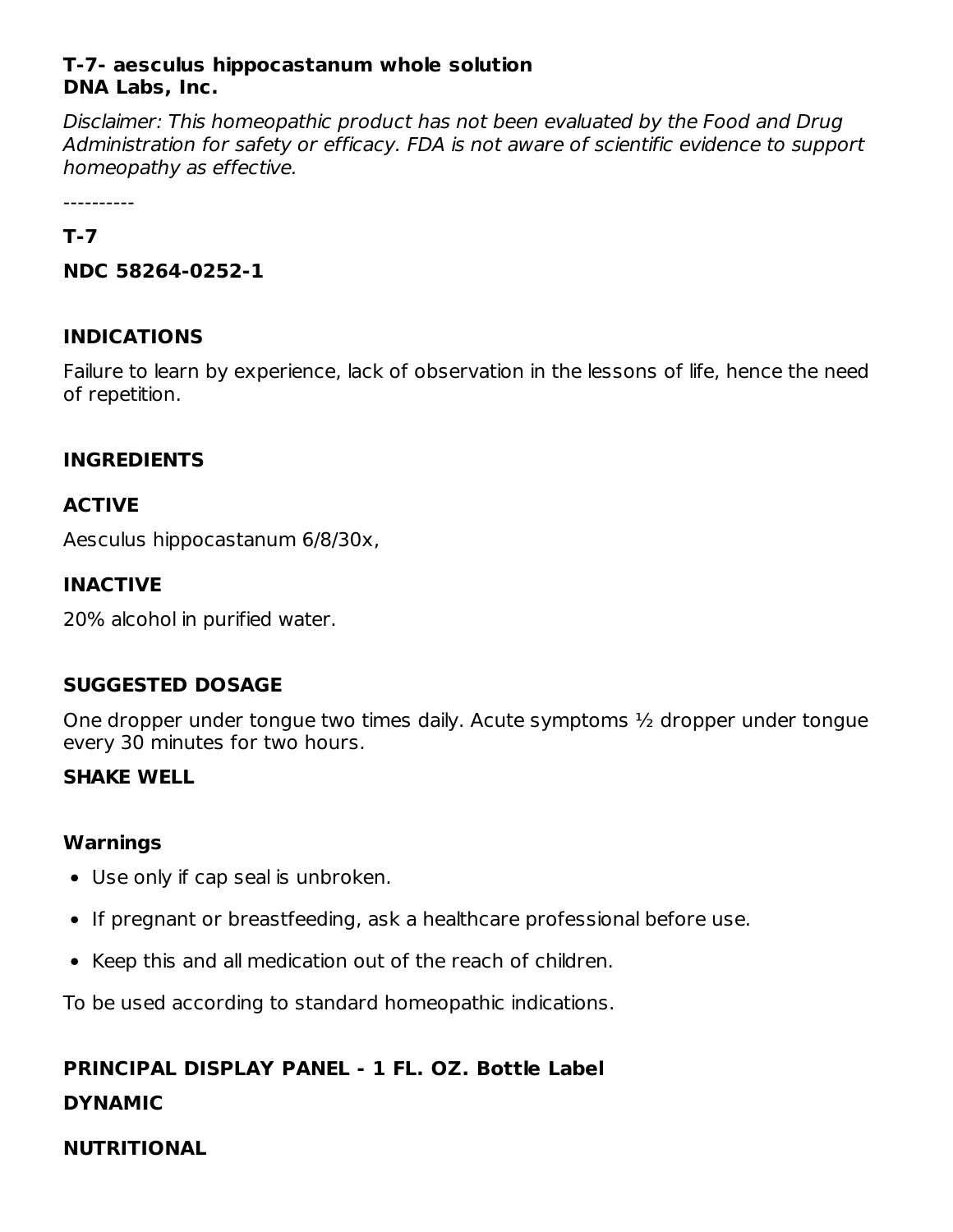**T-7- aesculus hippocastanum whole solution**
**DNA Labs, Inc.**

*Disclaimer: This homeopathic product has not been evaluated by the Food and Drug Administration for safety or efficacy. FDA is not aware of scientific evidence to support homeopathy as effective.*

----------

**T-7**

**NDC 58264-0252-1**

## INDICATIONS

Failure to learn by experience, lack of observation in the lessons of life, hence the need of repetition.

## INGREDIENTS

### ACTIVE

Aesculus hippocastanum 6/8/30x,

### INACTIVE

20% alcohol in purified water.

## SUGGESTED DOSAGE

One dropper under tongue two times daily. Acute symptoms ½ dropper under tongue every 30 minutes for two hours.

**SHAKE WELL**

## Warnings

- Use only if cap seal is unbroken.
- If pregnant or breastfeeding, ask a healthcare professional before use.
- Keep this and all medication out of the reach of children.

To be used according to standard homeopathic indications.

## PRINCIPAL DISPLAY PANEL - 1 FL. OZ. Bottle Label

**DYNAMIC**

**NUTRITIONAL**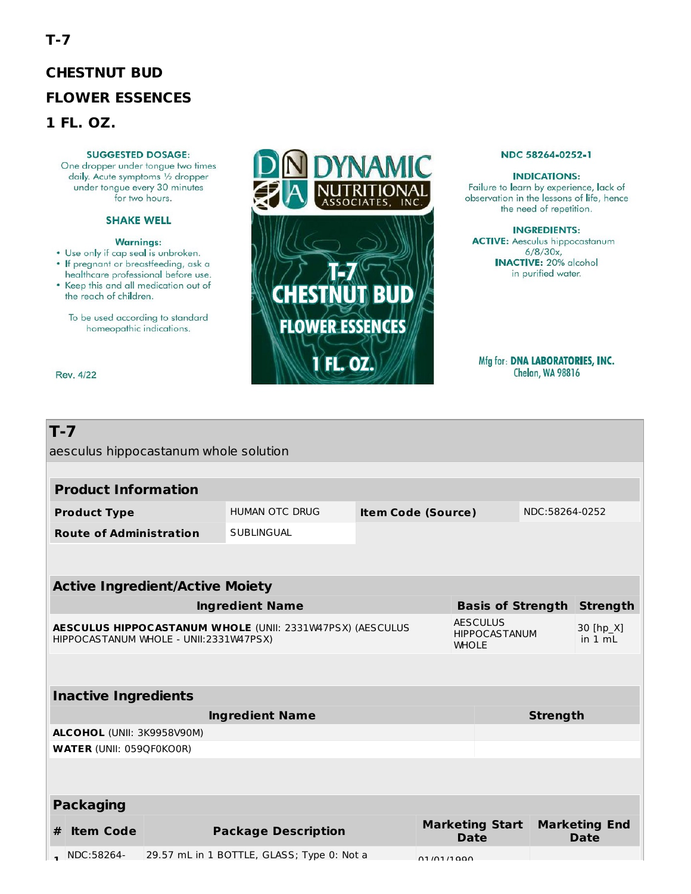**T-7**

**CHESTNUT BUD**

**FLOWER ESSENCES**

**1 FL. OZ.**

**SUGGESTED DOSAGE:**
One dropper under tongue two times daily. Acute symptoms ½ dropper under tongue every 30 minutes for two hours.

**SHAKE WELL**

**Warnings:**

- Use only if cap seal is unbroken.
- If pregnant or breastfeeding, ask a healthcare professional before use.
- Keep this and all medication out of the reach of children.

To be used according to standard homeopathic indications.

Rev. 4/22

DNA DYNAMIC NUTRITIONAL ASSOCIATES, INC.

T-7 CHESTNUT BUD FLOWER ESSENCES 1 FL. OZ.

NDC 58264-0252-1

**INDICATIONS:**
Failure to learn by experience, lack of observation in the lessons of life, hence the need of repetition.

**INGREDIENTS:**
**ACTIVE:** Aesculus hippocastanum 6/8/30x,
**INACTIVE:** 20% alcohol in purified water.

Mfg for: **DNA LABORATORIES, INC.**
Chelan, WA 98816

## T-7

aesculus hippocastanum whole solution

| **Product Information** | | | |
|---|---|---|---|
| **Product Type** | HUMAN OTC DRUG | **Item Code (Source)** | NDC:58264-0252 |
| **Route of Administration** | SUBLINGUAL | | |

| **Active Ingredient/Active Moiety** | | |
|---|---|---|
| **Ingredient Name** | **Basis of Strength** | **Strength** |
| **AESCULUS HIPPOCASTANUM WHOLE** (UNII: 2331W47PSX) (AESCULUS HIPPOCASTANUM WHOLE - UNII:2331W47PSX) | AESCULUS HIPPOCASTANUM WHOLE | 30 [hp_X] in 1 mL |

| **Inactive Ingredients** | |
|---|---|
| **Ingredient Name** | **Strength** |
| **ALCOHOL** (UNII: 3K9958V90M) | |
| **WATER** (UNII: 059QF0KO0R) | |

| **Packaging** | | | | |
|---|---|---|---|---|
| **#** | **Item Code** | **Package Description** | **Marketing Start Date** | **Marketing End Date** |
| 1 | NDC:58264- | 29.57 mL in 1 BOTTLE, GLASS; Type 0: Not a | 01/01/1990 | |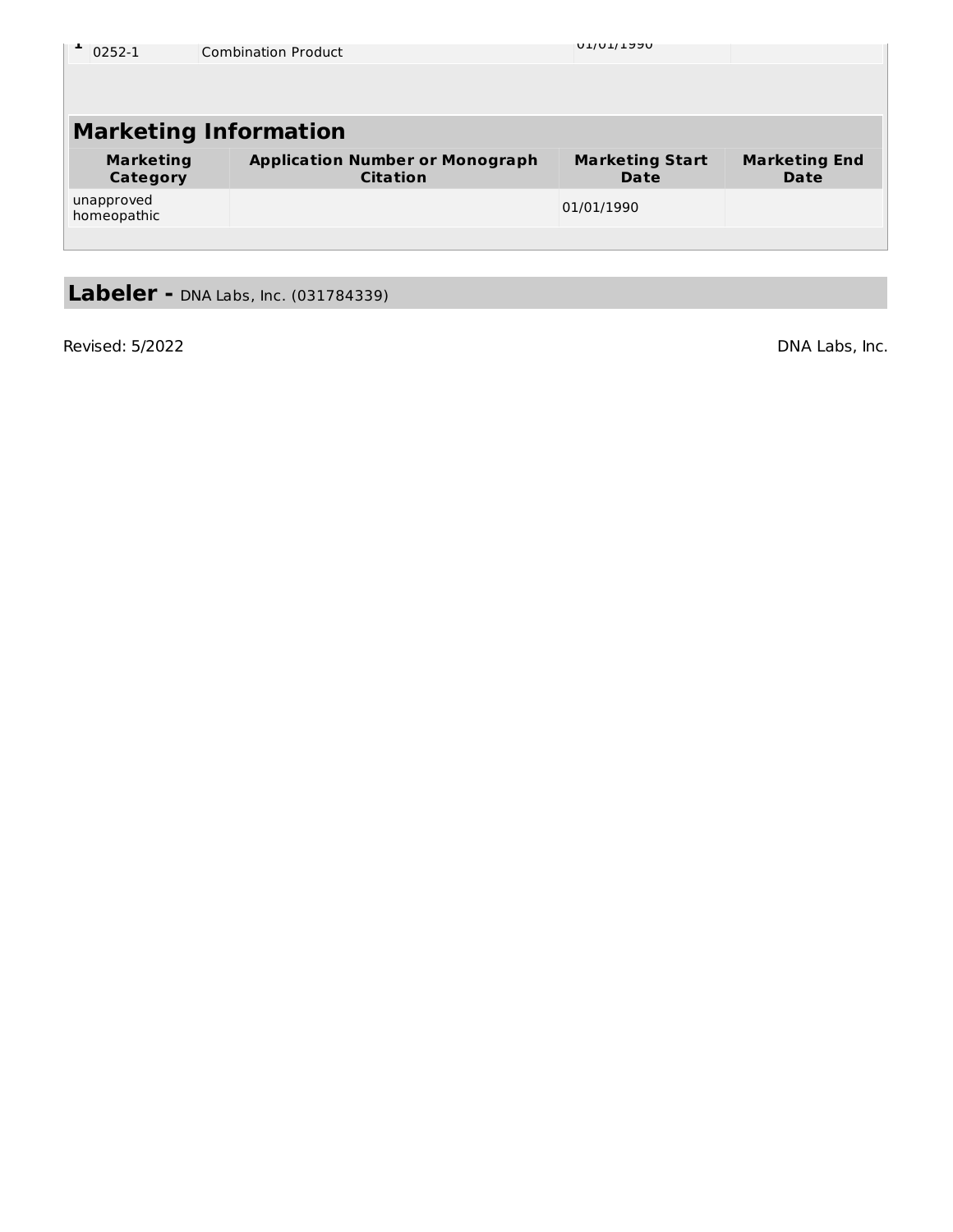| | | | | |
|---|---|---|---|---|
| 1 | 0252-1 | Combination Product | 01/01/1990 | |

## Marketing Information

| Marketing Category | Application Number or Monograph Citation | Marketing Start Date | Marketing End Date |
|---|---|---|---|
| unapproved homeopathic | | 01/01/1990 | |

## Labeler - DNA Labs, Inc. (031784339)

Revised: 5/2022

DNA Labs, Inc.